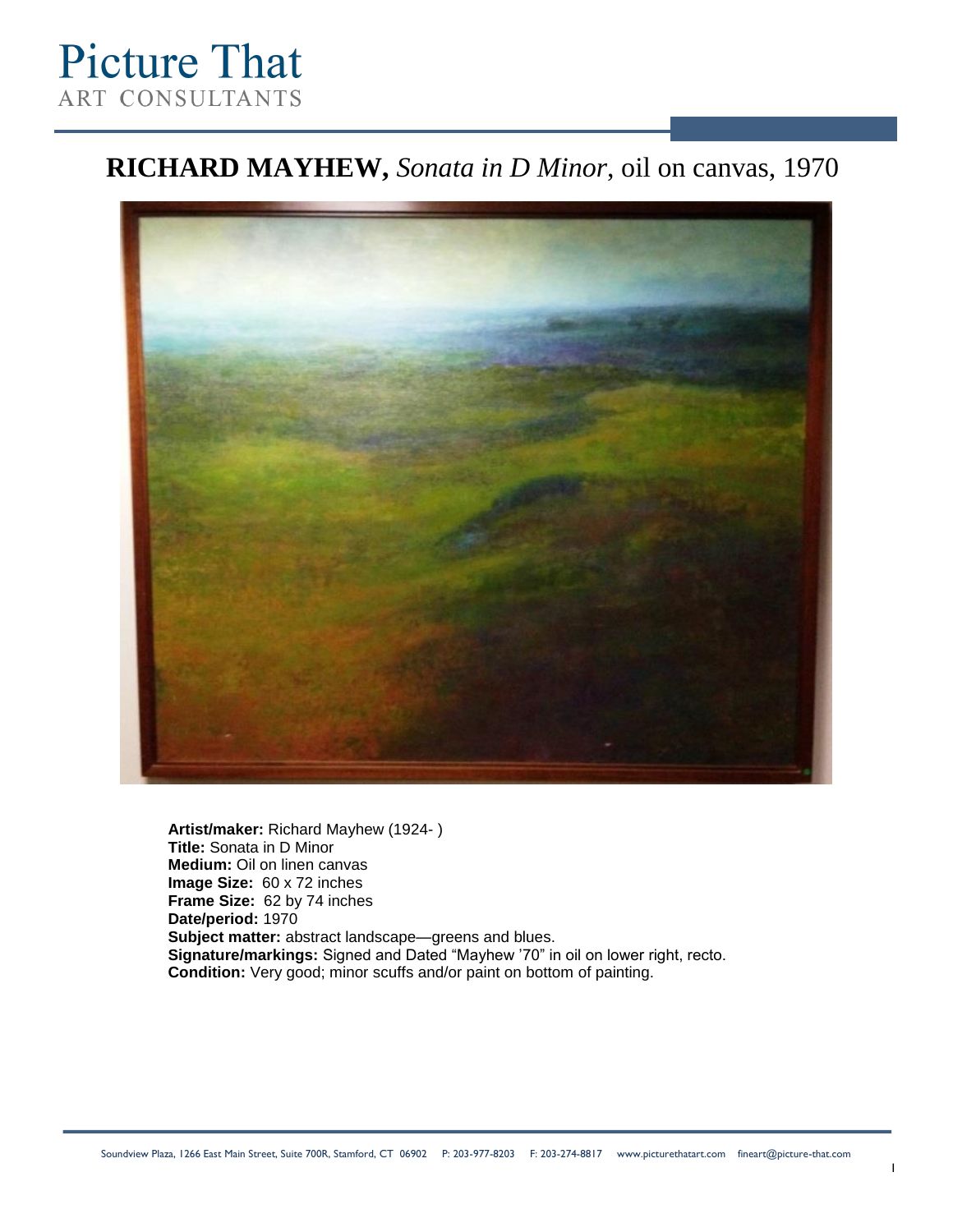# Picture That

ART CONSULTANTS

## RICHARD MAYHEW, *Sonata in D Minor*, oil on canvas, 1970

**Artist/maker:** Richard Mayhew (1924- )
**Title:** Sonata in D Minor
**Medium:** Oil on linen canvas
**Image Size:** 60 x 72 inches
**Frame Size:** 62 by 74 inches
**Date/period:** 1970
**Subject matter:** abstract landscape—greens and blues.
**Signature/markings:** Signed and Dated "Mayhew '70" in oil on lower right, recto.
**Condition:** Very good; minor scuffs and/or paint on bottom of painting.

Soundview Plaza, 1266 East Main Street, Suite 700R, Stamford, CT 06902 P: 203-977-8203 F: 203-274-8817 www.picturethatart.com fineart@picture-that.com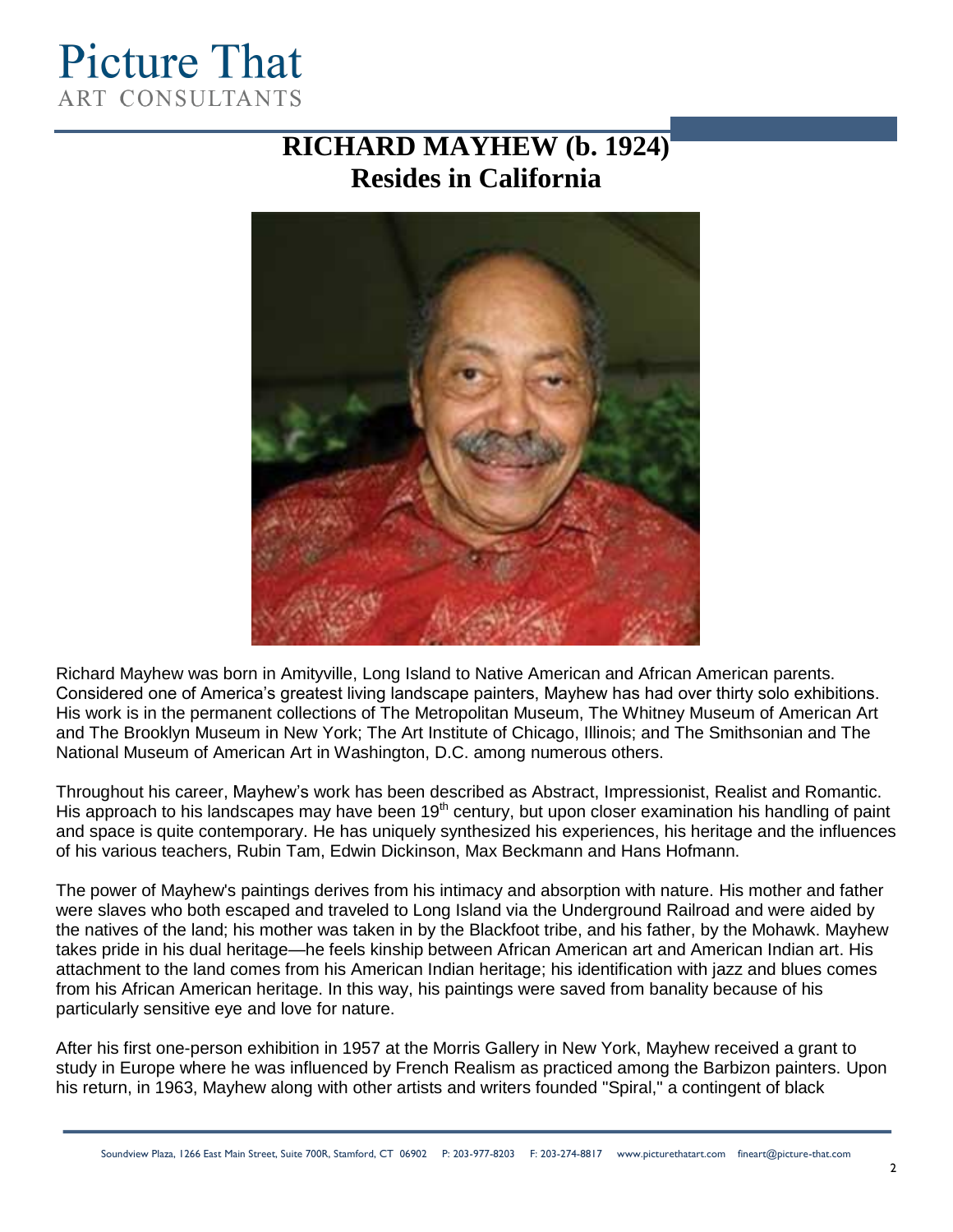# RICHARD MAYHEW (b. 1924)
## Resides in California

Richard Mayhew was born in Amityville, Long Island to Native American and African American parents. Considered one of America's greatest living landscape painters, Mayhew has had over thirty solo exhibitions. His work is in the permanent collections of The Metropolitan Museum, The Whitney Museum of American Art and The Brooklyn Museum in New York; The Art Institute of Chicago, Illinois; and The Smithsonian and The National Museum of American Art in Washington, D.C. among numerous others.

Throughout his career, Mayhew's work has been described as Abstract, Impressionist, Realist and Romantic. His approach to his landscapes may have been 19th century, but upon closer examination his handling of paint and space is quite contemporary. He has uniquely synthesized his experiences, his heritage and the influences of his various teachers, Rubin Tam, Edwin Dickinson, Max Beckmann and Hans Hofmann.

The power of Mayhew's paintings derives from his intimacy and absorption with nature. His mother and father were slaves who both escaped and traveled to Long Island via the Underground Railroad and were aided by the natives of the land; his mother was taken in by the Blackfoot tribe, and his father, by the Mohawk. Mayhew takes pride in his dual heritage—he feels kinship between African American art and American Indian art. His attachment to the land comes from his American Indian heritage; his identification with jazz and blues comes from his African American heritage. In this way, his paintings were saved from banality because of his particularly sensitive eye and love for nature.

After his first one-person exhibition in 1957 at the Morris Gallery in New York, Mayhew received a grant to study in Europe where he was influenced by French Realism as practiced among the Barbizon painters. Upon his return, in 1963, Mayhew along with other artists and writers founded "Spiral," a contingent of black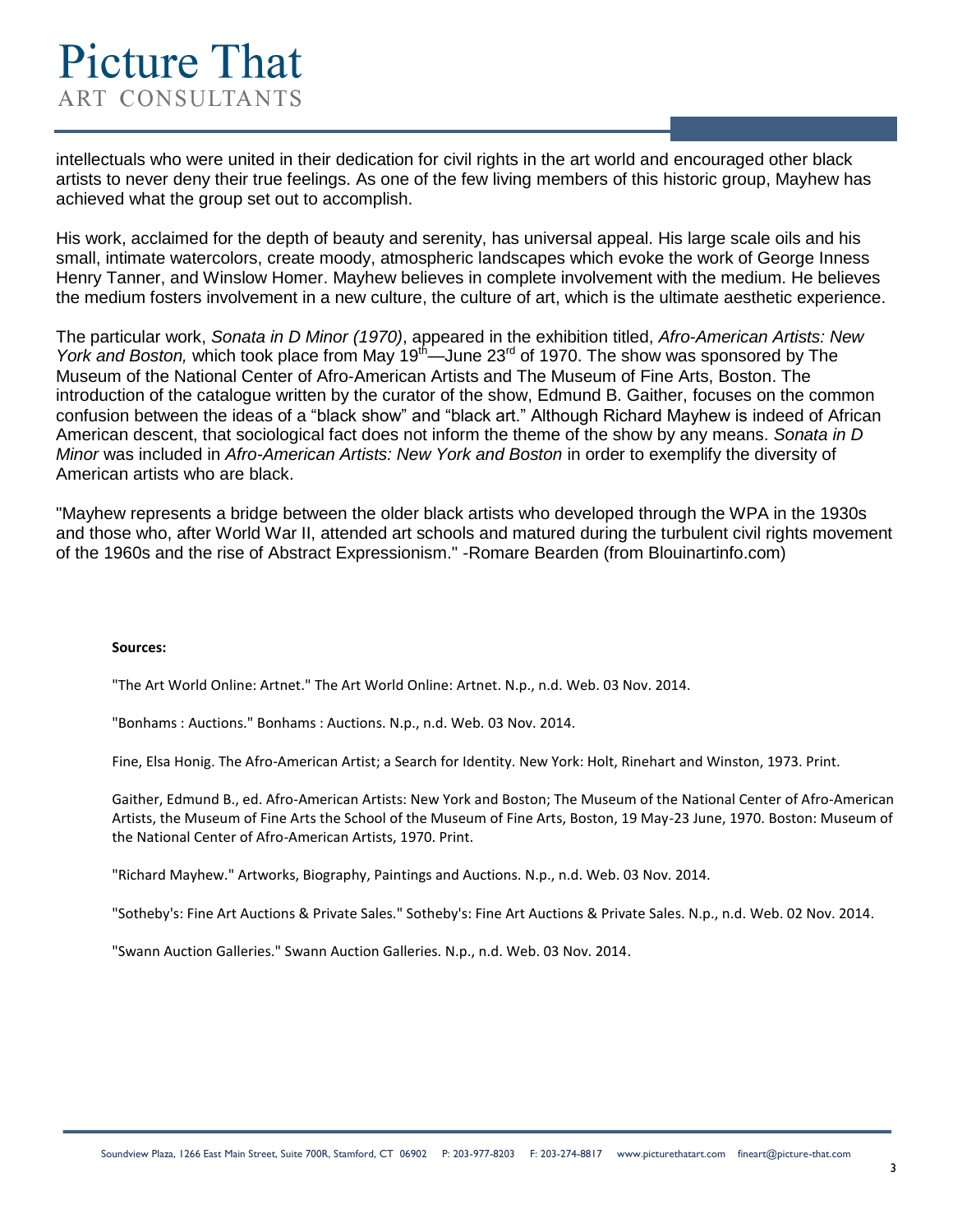intellectuals who were united in their dedication for civil rights in the art world and encouraged other black artists to never deny their true feelings. As one of the few living members of this historic group, Mayhew has achieved what the group set out to accomplish.

His work, acclaimed for the depth of beauty and serenity, has universal appeal. His large scale oils and his small, intimate watercolors, create moody, atmospheric landscapes which evoke the work of George Inness Henry Tanner, and Winslow Homer. Mayhew believes in complete involvement with the medium. He believes the medium fosters involvement in a new culture, the culture of art, which is the ultimate aesthetic experience.

The particular work, *Sonata in D Minor (1970)*, appeared in the exhibition titled, *Afro-American Artists: New York and Boston,* which took place from May 19th—June 23rd of 1970. The show was sponsored by The Museum of the National Center of Afro-American Artists and The Museum of Fine Arts, Boston. The introduction of the catalogue written by the curator of the show, Edmund B. Gaither, focuses on the common confusion between the ideas of a "black show" and "black art." Although Richard Mayhew is indeed of African American descent, that sociological fact does not inform the theme of the show by any means. *Sonata in D Minor* was included in *Afro-American Artists: New York and Boston* in order to exemplify the diversity of American artists who are black.

"Mayhew represents a bridge between the older black artists who developed through the WPA in the 1930s and those who, after World War II, attended art schools and matured during the turbulent civil rights movement of the 1960s and the rise of Abstract Expressionism." -Romare Bearden (from Blouinartinfo.com)

**Sources:**

"The Art World Online: Artnet." The Art World Online: Artnet. N.p., n.d. Web. 03 Nov. 2014.

"Bonhams : Auctions." Bonhams : Auctions. N.p., n.d. Web. 03 Nov. 2014.

Fine, Elsa Honig. The Afro-American Artist; a Search for Identity. New York: Holt, Rinehart and Winston, 1973. Print.

Gaither, Edmund B., ed. Afro-American Artists: New York and Boston; The Museum of the National Center of Afro-American Artists, the Museum of Fine Arts the School of the Museum of Fine Arts, Boston, 19 May-23 June, 1970. Boston: Museum of the National Center of Afro-American Artists, 1970. Print.

"Richard Mayhew." Artworks, Biography, Paintings and Auctions. N.p., n.d. Web. 03 Nov. 2014.

"Sotheby's: Fine Art Auctions & Private Sales." Sotheby's: Fine Art Auctions & Private Sales. N.p., n.d. Web. 02 Nov. 2014.

"Swann Auction Galleries." Swann Auction Galleries. N.p., n.d. Web. 03 Nov. 2014.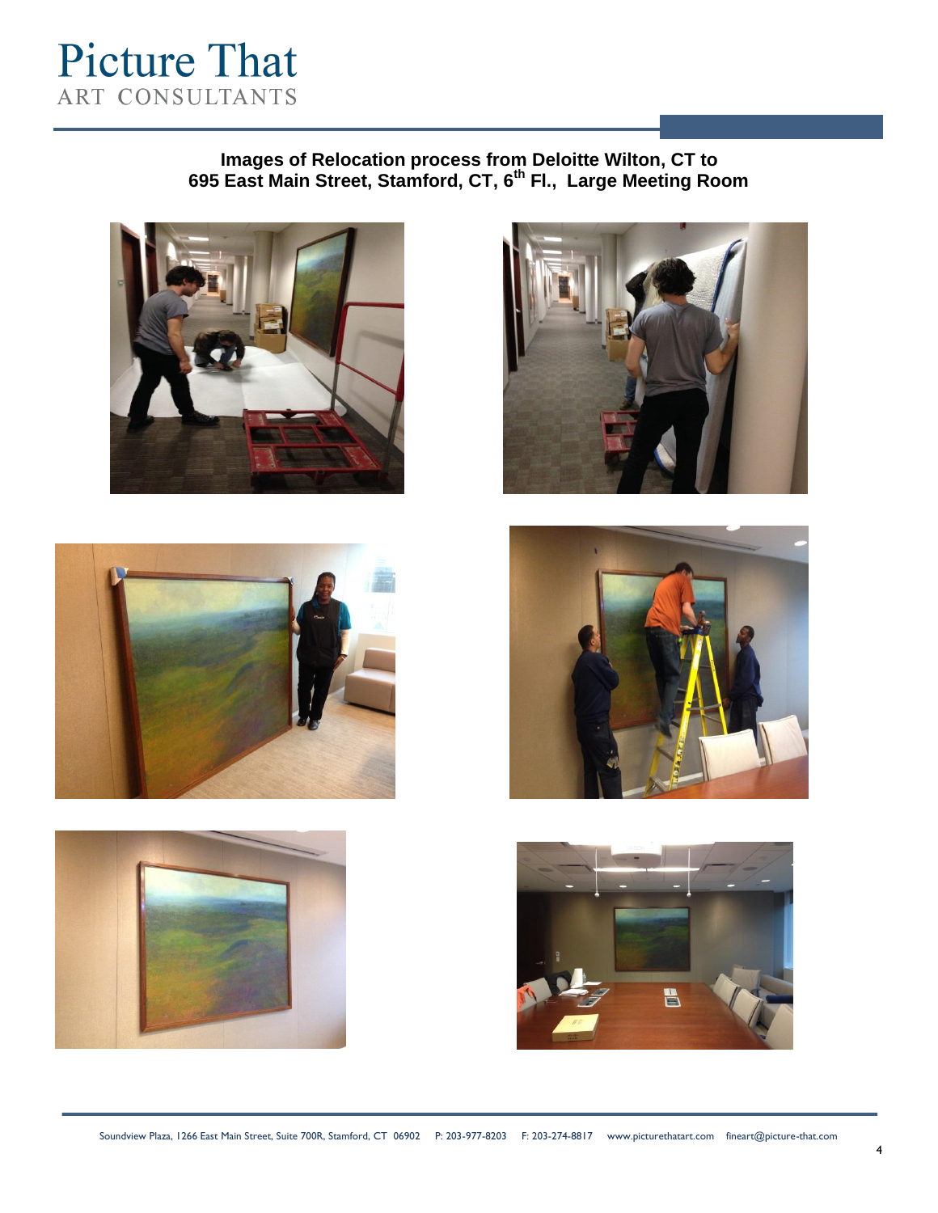# Picture That
ART CONSULTANTS

**Images of Relocation process from Deloitte Wilton, CT to 695 East Main Street, Stamford, CT, 6th Fl., Large Meeting Room**

Soundview Plaza, 1266 East Main Street, Suite 700R, Stamford, CT 06902 P: 203-977-8203 F: 203-274-8817 www.picturethatart.com fineart@picture-that.com